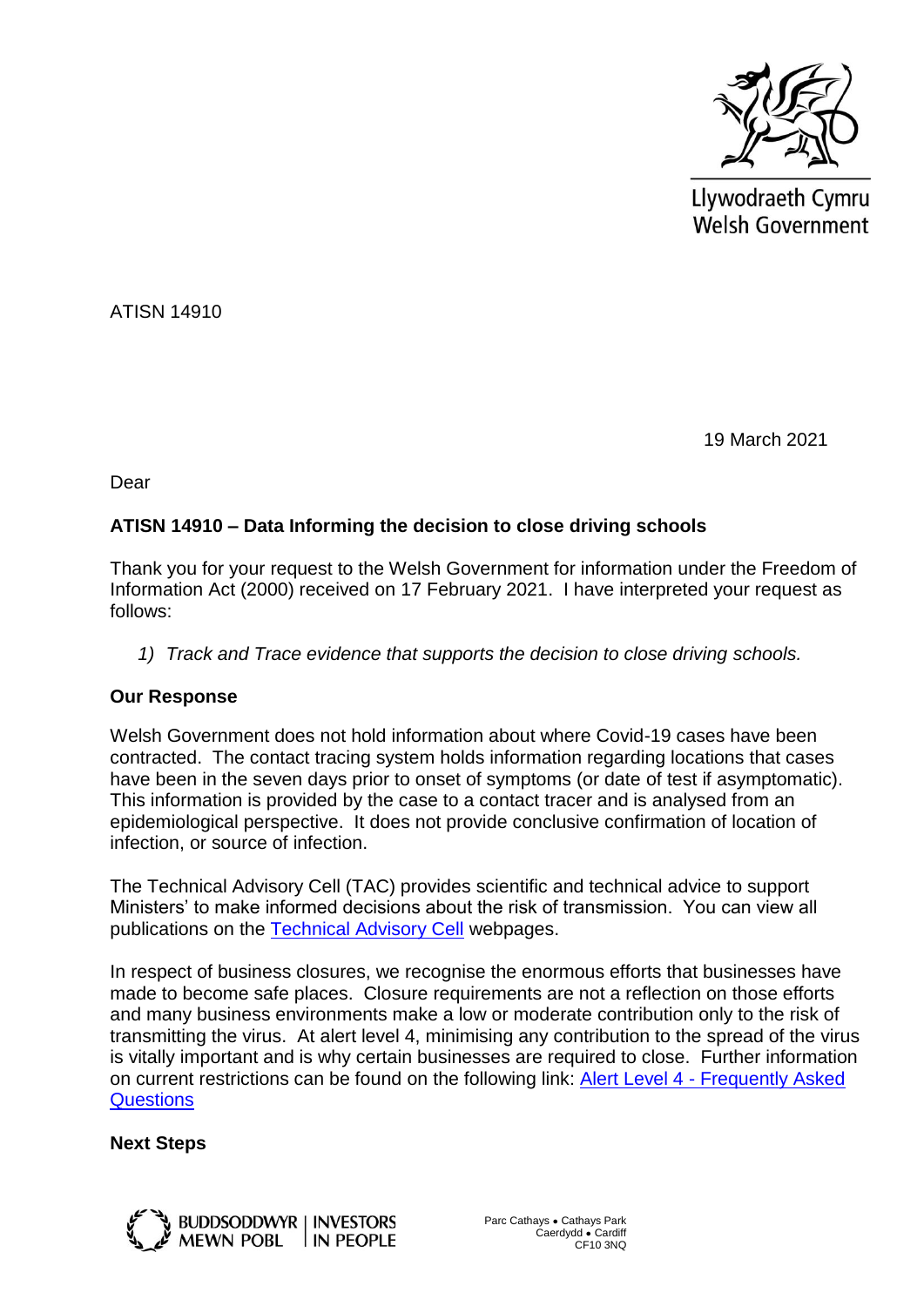Llywodraeth Cymru
Welsh Government

ATISN 14910

19 March 2021

Dear

**ATISN 14910 – Data Informing the decision to close driving schools**

Thank you for your request to the Welsh Government for information under the Freedom of Information Act (2000) received on 17 February 2021. I have interpreted your request as follows:

1) *Track and Trace evidence that supports the decision to close driving schools.*

**Our Response**

Welsh Government does not hold information about where Covid-19 cases have been contracted. The contact tracing system holds information regarding locations that cases have been in the seven days prior to onset of symptoms (or date of test if asymptomatic). This information is provided by the case to a contact tracer and is analysed from an epidemiological perspective. It does not provide conclusive confirmation of location of infection, or source of infection.

The Technical Advisory Cell (TAC) provides scientific and technical advice to support Ministers' to make informed decisions about the risk of transmission. You can view all publications on the Technical Advisory Cell webpages.

In respect of business closures, we recognise the enormous efforts that businesses have made to become safe places. Closure requirements are not a reflection on those efforts and many business environments make a low or moderate contribution only to the risk of transmitting the virus. At alert level 4, minimising any contribution to the spread of the virus is vitally important and is why certain businesses are required to close. Further information on current restrictions can be found on the following link: Alert Level 4 - Frequently Asked Questions

**Next Steps**

BUDDSODDWYR MEWN POBL | INVESTORS IN PEOPLE

Parc Cathays • Cathays Park
Caerdydd • Cardiff
CF10 3NQ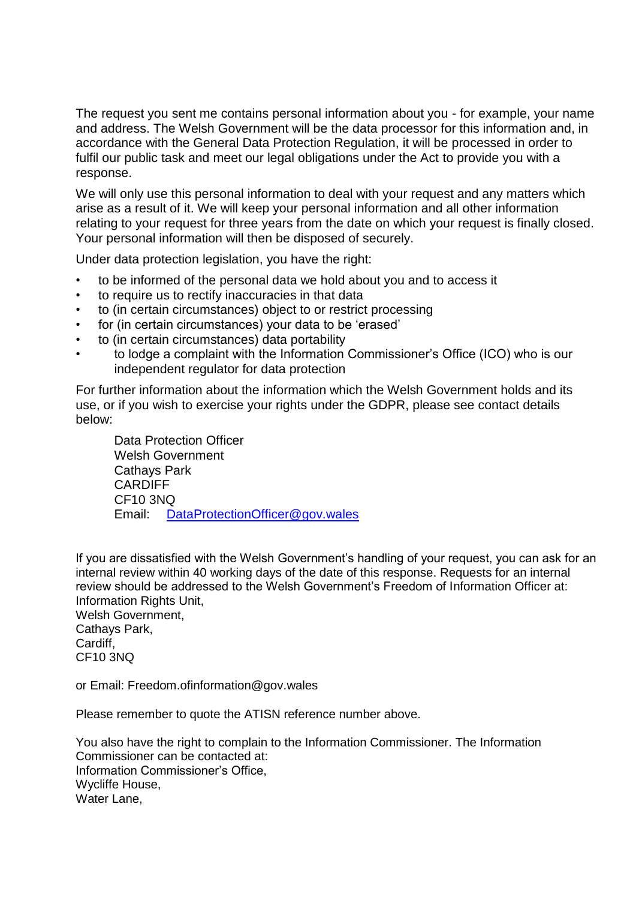The request you sent me contains personal information about you - for example, your name and address. The Welsh Government will be the data processor for this information and, in accordance with the General Data Protection Regulation, it will be processed in order to fulfil our public task and meet our legal obligations under the Act to provide you with a response.

We will only use this personal information to deal with your request and any matters which arise as a result of it. We will keep your personal information and all other information relating to your request for three years from the date on which your request is finally closed. Your personal information will then be disposed of securely.

Under data protection legislation, you have the right:

- to be informed of the personal data we hold about you and to access it
- to require us to rectify inaccuracies in that data
- to (in certain circumstances) object to or restrict processing
- for (in certain circumstances) your data to be 'erased'
- to (in certain circumstances) data portability
- to lodge a complaint with the Information Commissioner's Office (ICO) who is our independent regulator for data protection

For further information about the information which the Welsh Government holds and its use, or if you wish to exercise your rights under the GDPR, please see contact details below:

Data Protection Officer  
Welsh Government  
Cathays Park  
CARDIFF  
CF10 3NQ  
Email: DataProtectionOfficer@gov.wales

If you are dissatisfied with the Welsh Government's handling of your request, you can ask for an internal review within 40 working days of the date of this response. Requests for an internal review should be addressed to the Welsh Government's Freedom of Information Officer at:  
Information Rights Unit,  
Welsh Government,  
Cathays Park,  
Cardiff,  
CF10 3NQ

or Email: Freedom.ofinformation@gov.wales

Please remember to quote the ATISN reference number above.

You also have the right to complain to the Information Commissioner. The Information Commissioner can be contacted at:  
Information Commissioner's Office,  
Wycliffe House,  
Water Lane,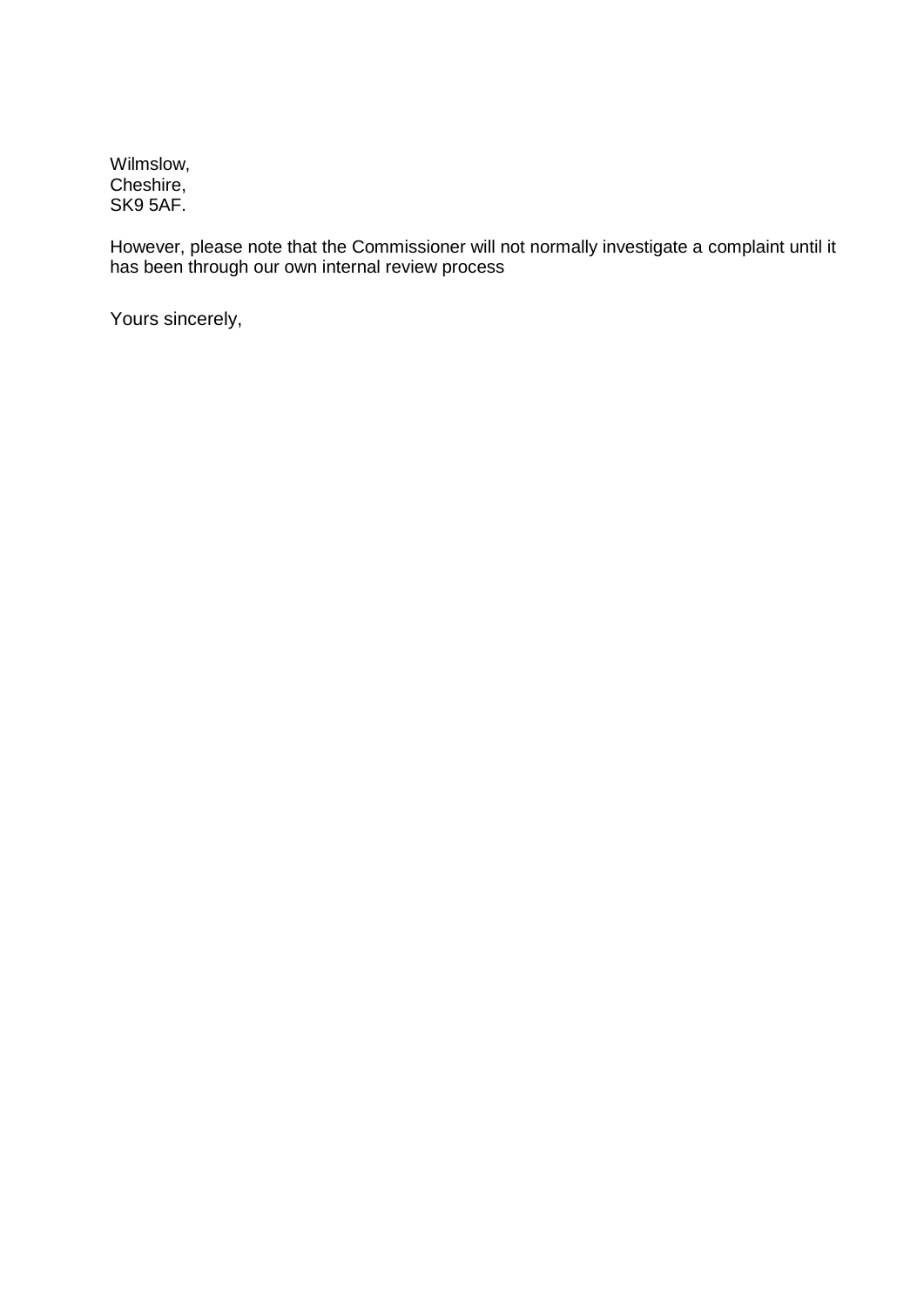Wilmslow,
Cheshire,
SK9 5AF.

However, please note that the Commissioner will not normally investigate a complaint until it has been through our own internal review process

Yours sincerely,